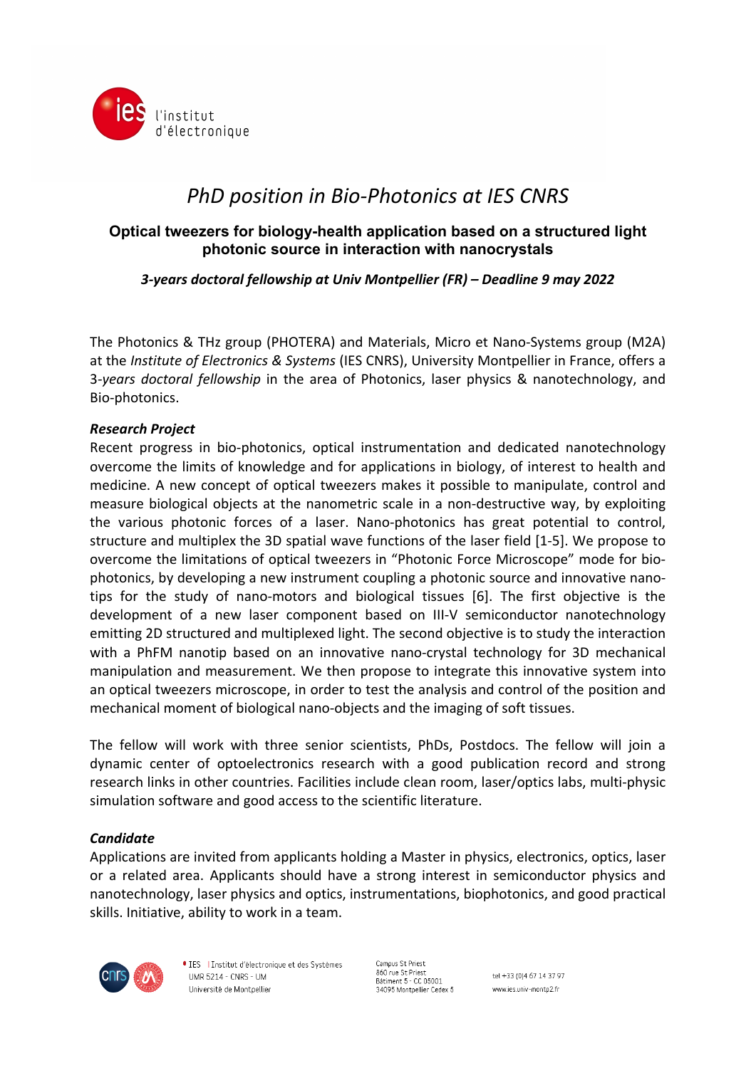# *PhD position in Bio-Photonics at IES CNRS*

## Optical tweezers for biology-health application based on a structured light photonic source in interaction with nanocrystals

***3-years doctoral fellowship at Univ Montpellier (FR) – Deadline 9 may 2022***

The Photonics & THz group (PHOTERA) and Materials, Micro et Nano-Systems group (M2A) at the *Institute of Electronics & Systems* (IES CNRS), University Montpellier in France, offers a 3-*years doctoral fellowship* in the area of Photonics, laser physics & nanotechnology, and Bio-photonics.

***Research Project***

Recent progress in bio-photonics, optical instrumentation and dedicated nanotechnology overcome the limits of knowledge and for applications in biology, of interest to health and medicine. A new concept of optical tweezers makes it possible to manipulate, control and measure biological objects at the nanometric scale in a non-destructive way, by exploiting the various photonic forces of a laser. Nano-photonics has great potential to control, structure and multiplex the 3D spatial wave functions of the laser field [1-5]. We propose to overcome the limitations of optical tweezers in "Photonic Force Microscope" mode for bio-photonics, by developing a new instrument coupling a photonic source and innovative nano-tips for the study of nano-motors and biological tissues [6]. The first objective is the development of a new laser component based on III-V semiconductor nanotechnology emitting 2D structured and multiplexed light. The second objective is to study the interaction with a PhFM nanotip based on an innovative nano-crystal technology for 3D mechanical manipulation and measurement. We then propose to integrate this innovative system into an optical tweezers microscope, in order to test the analysis and control of the position and mechanical moment of biological nano-objects and the imaging of soft tissues.

The fellow will work with three senior scientists, PhDs, Postdocs. The fellow will join a dynamic center of optoelectronics research with a good publication record and strong research links in other countries. Facilities include clean room, laser/optics labs, multi-physic simulation software and good access to the scientific literature.

***Candidate***

Applications are invited from applicants holding a Master in physics, electronics, optics, laser or a related area. Applicants should have a strong interest in semiconductor physics and nanotechnology, laser physics and optics, instrumentations, biophotonics, and good practical skills. Initiative, ability to work in a team.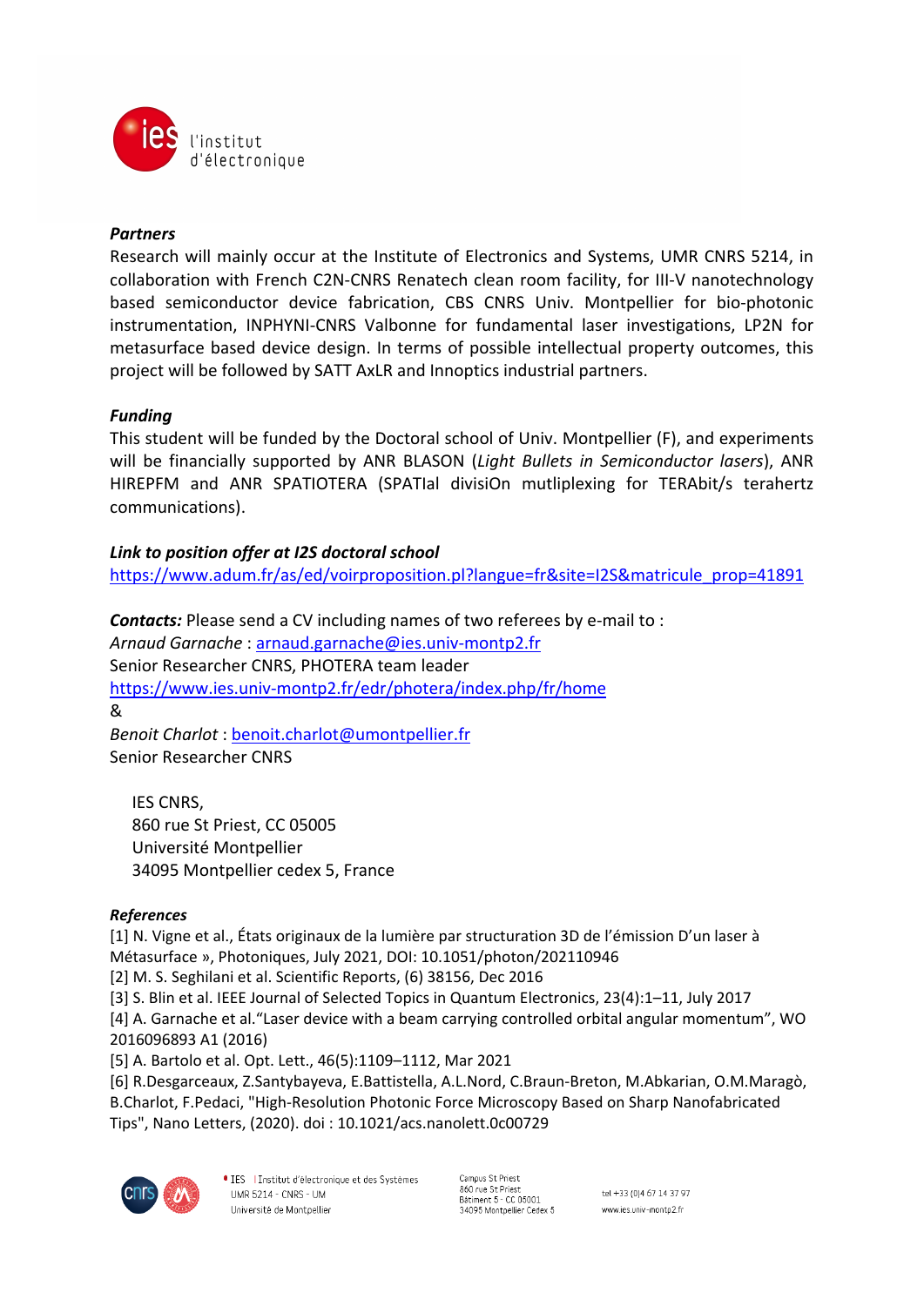***Partners***

Research will mainly occur at the Institute of Electronics and Systems, UMR CNRS 5214, in collaboration with French C2N-CNRS Renatech clean room facility, for III-V nanotechnology based semiconductor device fabrication, CBS CNRS Univ. Montpellier for bio-photonic instrumentation, INPHYNI-CNRS Valbonne for fundamental laser investigations, LP2N for metasurface based device design. In terms of possible intellectual property outcomes, this project will be followed by SATT AxLR and Innoptics industrial partners.

***Funding***

This student will be funded by the Doctoral school of Univ. Montpellier (F), and experiments will be financially supported by ANR BLASON (*Light Bullets in Semiconductor lasers*), ANR HIREPFM and ANR SPATIOTERA (SPATIal divisiOn mutliplexing for TERAbit/s terahertz communications).

***Link to position offer at I2S doctoral school***

https://www.adum.fr/as/ed/voirproposition.pl?langue=fr&site=I2S&matricule_prop=41891

***Contacts:*** Please send a CV including names of two referees by e-mail to :

*Arnaud Garnache* : arnaud.garnache@ies.univ-montp2.fr
Senior Researcher CNRS, PHOTERA team leader
https://www.ies.univ-montp2.fr/edr/photera/index.php/fr/home

&

*Benoit Charlot* : benoit.charlot@umontpellier.fr
Senior Researcher CNRS

IES CNRS,
860 rue St Priest, CC 05005
Université Montpellier
34095 Montpellier cedex 5, France

***References***

[1] N. Vigne et al., États originaux de la lumière par structuration 3D de l'émission D'un laser à Métasurface », Photoniques, July 2021, DOI: 10.1051/photon/202110946

[2] M. S. Seghilani et al. Scientific Reports, (6) 38156, Dec 2016

[3] S. Blin et al. IEEE Journal of Selected Topics in Quantum Electronics, 23(4):1–11, July 2017

[4] A. Garnache et al."Laser device with a beam carrying controlled orbital angular momentum", WO 2016096893 A1 (2016)

[5] A. Bartolo et al. Opt. Lett., 46(5):1109–1112, Mar 2021

[6] R.Desgarceaux, Z.Santybayeva, E.Battistella, A.L.Nord, C.Braun-Breton, M.Abkarian, O.M.Maragò, B.Charlot, F.Pedaci, "High-Resolution Photonic Force Microscopy Based on Sharp Nanofabricated Tips", Nano Letters, (2020). doi : 10.1021/acs.nanolett.0c00729